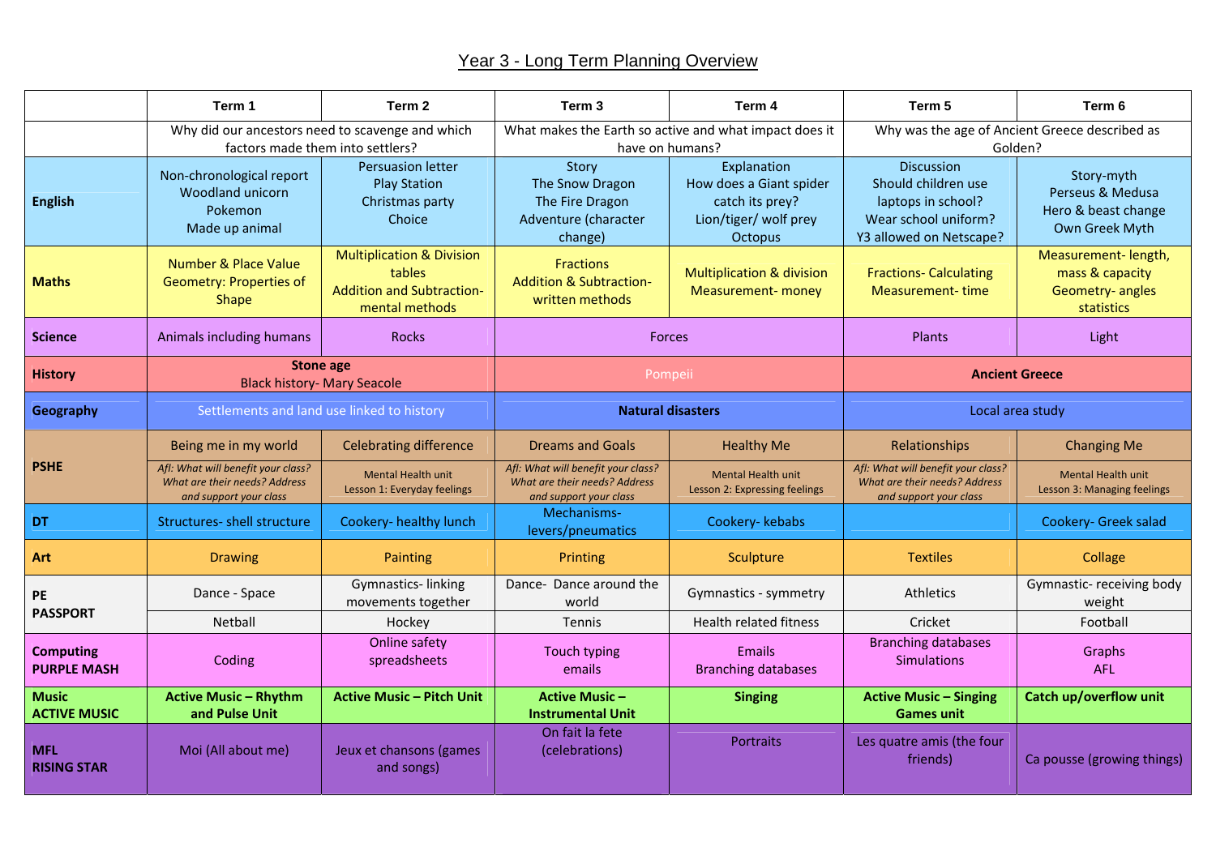# Year 3 - Long Term Planning Overview

| | Term 1 | Term 2 | Term 3 | Term 4 | Term 5 | Term 6 |
|---|---|---|---|---|---|---|
| | Why did our ancestors need to scavenge and which factors made them into settlers? | | What makes the Earth so active and what impact does it have on humans? | | Why was the age of Ancient Greece described as Golden? | |
| **English** | Non-chronological report<br>Woodland unicorn<br>Pokemon<br>Made up animal | Persuasion letter<br>Play Station<br>Christmas party<br>Choice | Story<br>The Snow Dragon<br>The Fire Dragon<br>Adventure (character change) | Explanation<br>How does a Giant spider catch its prey?<br>Lion/tiger/ wolf prey<br>Octopus | Discussion<br>Should children use laptops in school?<br>Wear school uniform?<br>Y3 allowed on Netscape? | Story-myth<br>Perseus & Medusa<br>Hero & beast change<br>Own Greek Myth |
| **Maths** | Number & Place Value<br>Geometry: Properties of Shape | Multiplication & Division tables<br>Addition and Subtraction- mental methods | Fractions<br>Addition & Subtraction- written methods | Multiplication & division<br>Measurement- money | Fractions- Calculating<br>Measurement- time | Measurement- length, mass & capacity<br>Geometry- angles<br>statistics |
| **Science** | Animals including humans | Rocks | Forces | | Plants | Light |
| **History** | **Stone age**<br>Black history- Mary Seacole | | Pompeii | | **Ancient Greece** | |
| **Geography** | Settlements and land use linked to history | | **Natural disasters** | | Local area study | |
| **PSHE** | Being me in my world<br>*Afl: What will benefit your class? What are their needs? Address and support your class* | Celebrating difference<br>Mental Health unit<br>Lesson 1: Everyday feelings | Dreams and Goals<br>*Afl: What will benefit your class? What are their needs? Address and support your class* | Healthy Me<br>Mental Health unit<br>Lesson 2: Expressing feelings | Relationships<br>*Afl: What will benefit your class? What are their needs? Address and support your class* | Changing Me<br>Mental Health unit<br>Lesson 3: Managing feelings |
| **DT** | Structures- shell structure | Cookery- healthy lunch | Mechanisms- levers/pneumatics | Cookery- kebabs | | Cookery- Greek salad |
| **Art** | Drawing | Painting | Printing | Sculpture | Textiles | Collage |
| **PE PASSPORT** | Dance - Space<br>Netball | Gymnastics- linking movements together<br>Hockey | Dance- Dance around the world<br>Tennis | Gymnastics - symmetry<br>Health related fitness | Athletics<br>Cricket | Gymnastic- receiving body weight<br>Football |
| **Computing PURPLE MASH** | Coding | Online safety<br>spreadsheets | Touch typing<br>emails | Emails<br>Branching databases | Branching databases<br>Simulations | Graphs<br>AFL |
| **Music ACTIVE MUSIC** | **Active Music – Rhythm and Pulse Unit** | **Active Music – Pitch Unit** | **Active Music – Instrumental Unit** | **Singing** | **Active Music – Singing Games unit** | **Catch up/overflow unit** |
| **MFL RISING STAR** | Moi (All about me) | Jeux et chansons (games and songs) | On fait la fete (celebrations) | Portraits | Les quatre amis (the four friends) | Ca pousse (growing things) |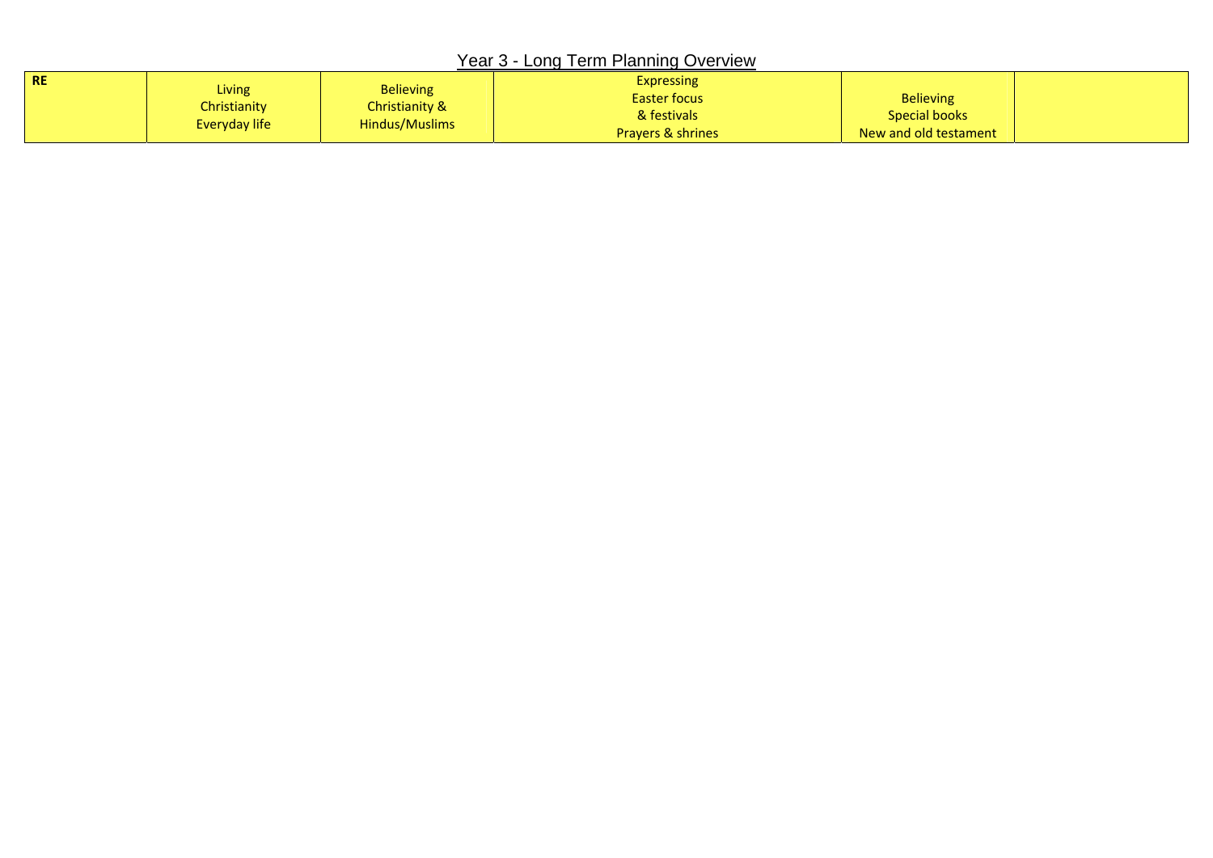## Year 3 - Long Term Planning Overview

| | | | | | |
|---|---|---|---|---|---|
| **RE** | Living<br>Christianity<br>Everyday life | Believing<br>Christianity &<br>Hindus/Muslims | Expressing<br>Easter focus<br>& festivals<br>Prayers & shrines | Believing<br>Special books<br>New and old testament | |